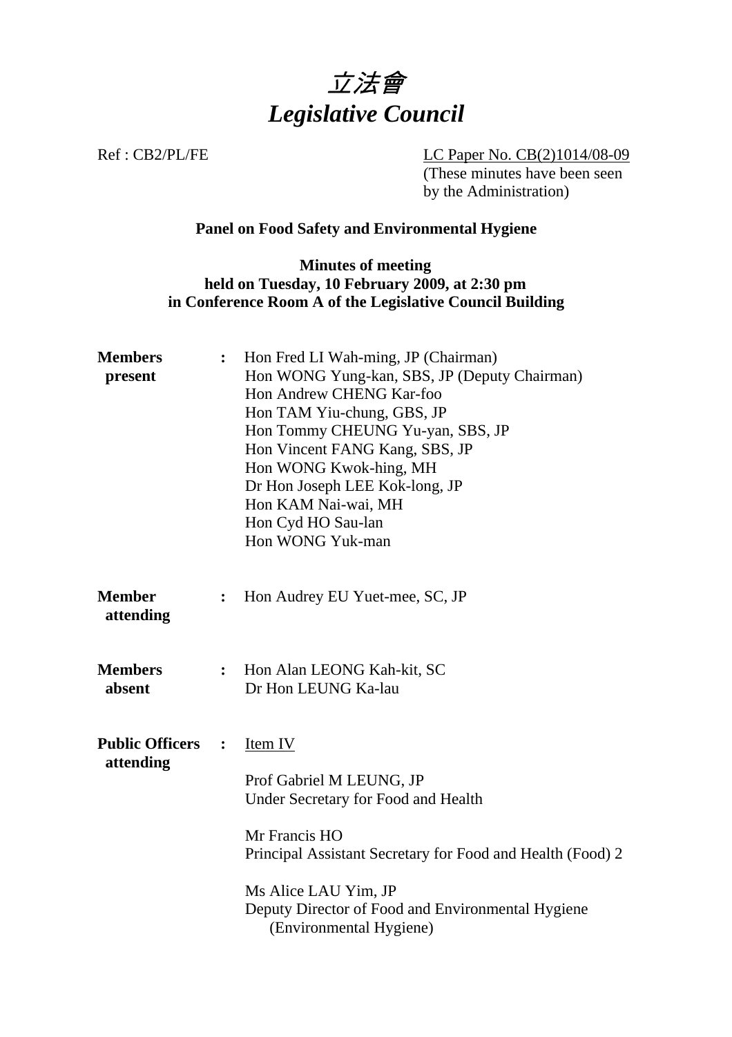# 立法會
# *Legislative Council*

Ref : CB2/PL/FE

LC Paper No. CB(2)1014/08-09
(These minutes have been seen by the Administration)

**Panel on Food Safety and Environmental Hygiene**

**Minutes of meeting**
**held on Tuesday, 10 February 2009, at 2:30 pm**
**in Conference Room A of the Legislative Council Building**

**Members present** :
Hon Fred LI Wah-ming, JP (Chairman)
Hon WONG Yung-kan, SBS, JP (Deputy Chairman)
Hon Andrew CHENG Kar-foo
Hon TAM Yiu-chung, GBS, JP
Hon Tommy CHEUNG Yu-yan, SBS, JP
Hon Vincent FANG Kang, SBS, JP
Hon WONG Kwok-hing, MH
Dr Hon Joseph LEE Kok-long, JP
Hon KAM Nai-wai, MH
Hon Cyd HO Sau-lan
Hon WONG Yuk-man

**Member attending** :
Hon Audrey EU Yuet-mee, SC, JP

**Members absent** :
Hon Alan LEONG Kah-kit, SC
Dr Hon LEUNG Ka-lau

**Public Officers attending** :
Item IV

Prof Gabriel M LEUNG, JP
Under Secretary for Food and Health

Mr Francis HO
Principal Assistant Secretary for Food and Health (Food) 2

Ms Alice LAU Yim, JP
Deputy Director of Food and Environmental Hygiene (Environmental Hygiene)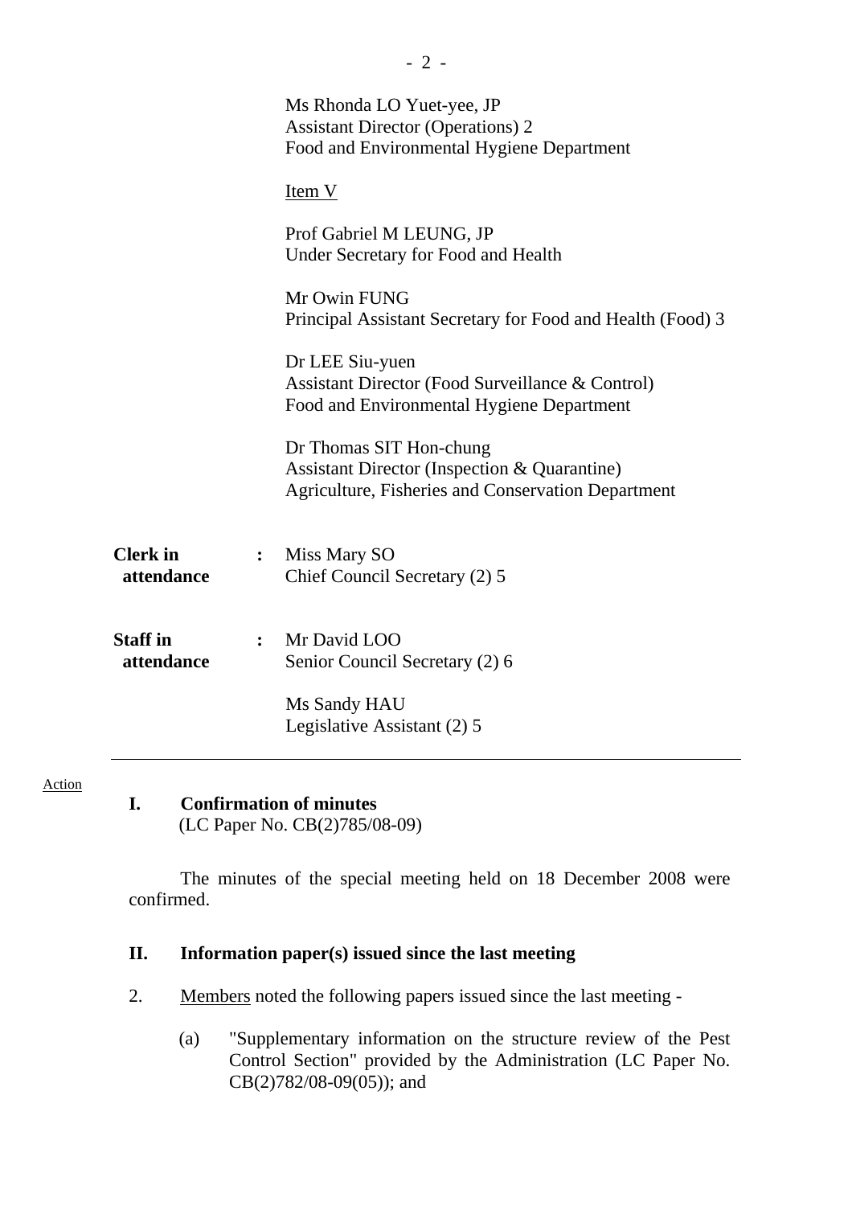Ms Rhonda LO Yuet-yee, JP
Assistant Director (Operations) 2
Food and Environmental Hygiene Department

Item V

Prof Gabriel M LEUNG, JP
Under Secretary for Food and Health

Mr Owin FUNG
Principal Assistant Secretary for Food and Health (Food) 3

Dr LEE Siu-yuen
Assistant Director (Food Surveillance & Control)
Food and Environmental Hygiene Department

Dr Thomas SIT Hon-chung
Assistant Director (Inspection & Quarantine)
Agriculture, Fisheries and Conservation Department

**Clerk in attendance** : Miss Mary SO
Chief Council Secretary (2) 5

**Staff in attendance** : Mr David LOO
Senior Council Secretary (2) 6

Ms Sandy HAU
Legislative Assistant (2) 5

---

Action

**I. Confirmation of minutes**
(LC Paper No. CB(2)785/08-09)

The minutes of the special meeting held on 18 December 2008 were confirmed.

**II. Information paper(s) issued since the last meeting**

2. Members noted the following papers issued since the last meeting -

(a) "Supplementary information on the structure review of the Pest Control Section" provided by the Administration (LC Paper No. CB(2)782/08-09(05)); and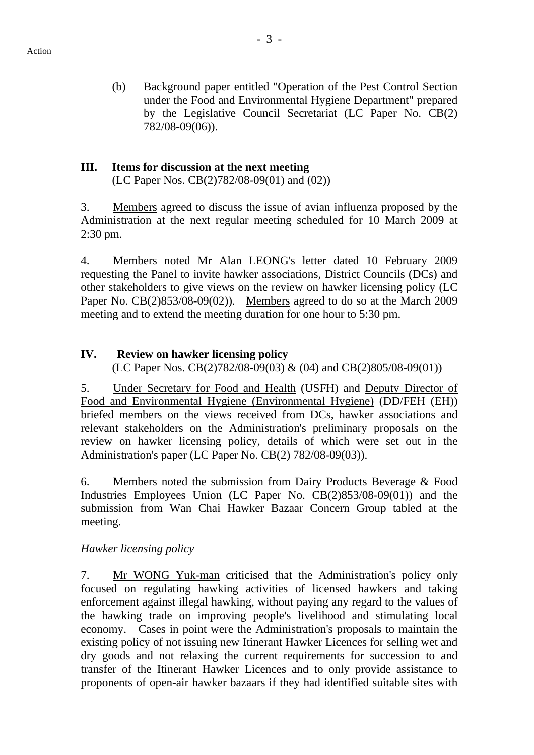(b) Background paper entitled "Operation of the Pest Control Section under the Food and Environmental Hygiene Department" prepared by the Legislative Council Secretariat (LC Paper No. CB(2) 782/08-09(06)).

## III. Items for discussion at the next meeting

(LC Paper Nos. CB(2)782/08-09(01) and (02))

3. Members agreed to discuss the issue of avian influenza proposed by the Administration at the next regular meeting scheduled for 10 March 2009 at 2:30 pm.

4. Members noted Mr Alan LEONG's letter dated 10 February 2009 requesting the Panel to invite hawker associations, District Councils (DCs) and other stakeholders to give views on the review on hawker licensing policy (LC Paper No. CB(2)853/08-09(02)). Members agreed to do so at the March 2009 meeting and to extend the meeting duration for one hour to 5:30 pm.

## IV. Review on hawker licensing policy

(LC Paper Nos. CB(2)782/08-09(03) & (04) and CB(2)805/08-09(01))

5. Under Secretary for Food and Health (USFH) and Deputy Director of Food and Environmental Hygiene (Environmental Hygiene) (DD/FEH (EH)) briefed members on the views received from DCs, hawker associations and relevant stakeholders on the Administration's preliminary proposals on the review on hawker licensing policy, details of which were set out in the Administration's paper (LC Paper No. CB(2) 782/08-09(03)).

6. Members noted the submission from Dairy Products Beverage & Food Industries Employees Union (LC Paper No. CB(2)853/08-09(01)) and the submission from Wan Chai Hawker Bazaar Concern Group tabled at the meeting.

*Hawker licensing policy*

7. Mr WONG Yuk-man criticised that the Administration's policy only focused on regulating hawking activities of licensed hawkers and taking enforcement against illegal hawking, without paying any regard to the values of the hawking trade on improving people's livelihood and stimulating local economy. Cases in point were the Administration's proposals to maintain the existing policy of not issuing new Itinerant Hawker Licences for selling wet and dry goods and not relaxing the current requirements for succession to and transfer of the Itinerant Hawker Licences and to only provide assistance to proponents of open-air hawker bazaars if they had identified suitable sites with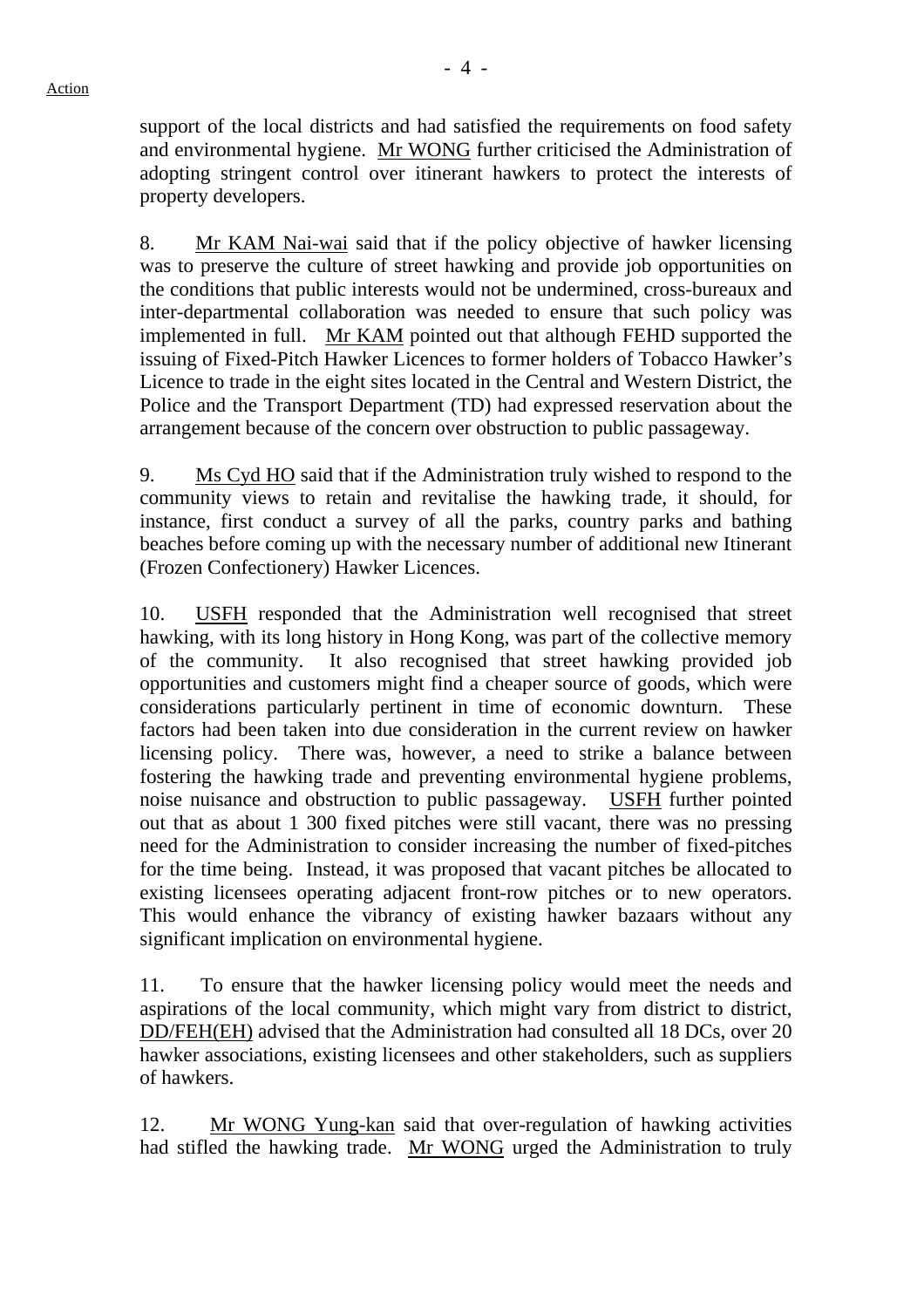support of the local districts and had satisfied the requirements on food safety and environmental hygiene. Mr WONG further criticised the Administration of adopting stringent control over itinerant hawkers to protect the interests of property developers.

8. Mr KAM Nai-wai said that if the policy objective of hawker licensing was to preserve the culture of street hawking and provide job opportunities on the conditions that public interests would not be undermined, cross-bureaux and inter-departmental collaboration was needed to ensure that such policy was implemented in full. Mr KAM pointed out that although FEHD supported the issuing of Fixed-Pitch Hawker Licences to former holders of Tobacco Hawker's Licence to trade in the eight sites located in the Central and Western District, the Police and the Transport Department (TD) had expressed reservation about the arrangement because of the concern over obstruction to public passageway.

9. Ms Cyd HO said that if the Administration truly wished to respond to the community views to retain and revitalise the hawking trade, it should, for instance, first conduct a survey of all the parks, country parks and bathing beaches before coming up with the necessary number of additional new Itinerant (Frozen Confectionery) Hawker Licences.

10. USFH responded that the Administration well recognised that street hawking, with its long history in Hong Kong, was part of the collective memory of the community. It also recognised that street hawking provided job opportunities and customers might find a cheaper source of goods, which were considerations particularly pertinent in time of economic downturn. These factors had been taken into due consideration in the current review on hawker licensing policy. There was, however, a need to strike a balance between fostering the hawking trade and preventing environmental hygiene problems, noise nuisance and obstruction to public passageway. USFH further pointed out that as about 1 300 fixed pitches were still vacant, there was no pressing need for the Administration to consider increasing the number of fixed-pitches for the time being. Instead, it was proposed that vacant pitches be allocated to existing licensees operating adjacent front-row pitches or to new operators. This would enhance the vibrancy of existing hawker bazaars without any significant implication on environmental hygiene.

11. To ensure that the hawker licensing policy would meet the needs and aspirations of the local community, which might vary from district to district, DD/FEH(EH) advised that the Administration had consulted all 18 DCs, over 20 hawker associations, existing licensees and other stakeholders, such as suppliers of hawkers.

12. Mr WONG Yung-kan said that over-regulation of hawking activities had stifled the hawking trade. Mr WONG urged the Administration to truly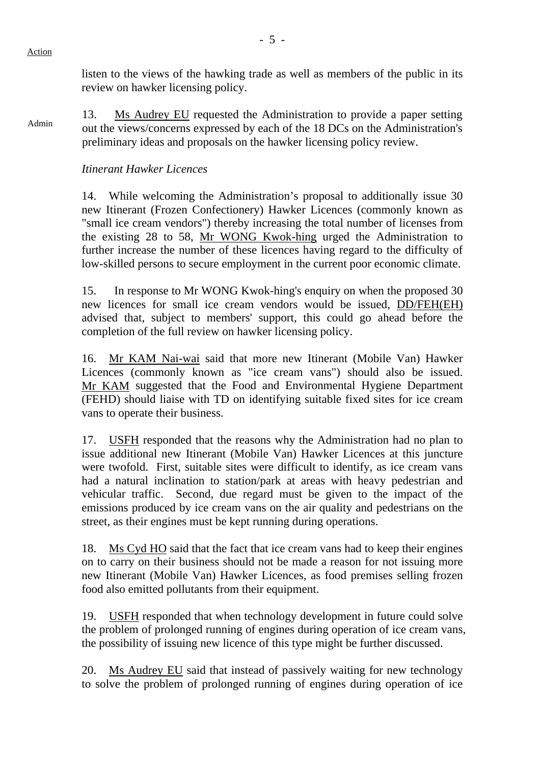listen to the views of the hawking trade as well as members of the public in its review on hawker licensing policy.

Admin

13. Ms Audrey EU requested the Administration to provide a paper setting out the views/concerns expressed by each of the 18 DCs on the Administration's preliminary ideas and proposals on the hawker licensing policy review.

*Itinerant Hawker Licences*

14. While welcoming the Administration's proposal to additionally issue 30 new Itinerant (Frozen Confectionery) Hawker Licences (commonly known as "small ice cream vendors") thereby increasing the total number of licenses from the existing 28 to 58, Mr WONG Kwok-hing urged the Administration to further increase the number of these licences having regard to the difficulty of low-skilled persons to secure employment in the current poor economic climate.

15. In response to Mr WONG Kwok-hing's enquiry on when the proposed 30 new licences for small ice cream vendors would be issued, DD/FEH(EH) advised that, subject to members' support, this could go ahead before the completion of the full review on hawker licensing policy.

16. Mr KAM Nai-wai said that more new Itinerant (Mobile Van) Hawker Licences (commonly known as "ice cream vans") should also be issued. Mr KAM suggested that the Food and Environmental Hygiene Department (FEHD) should liaise with TD on identifying suitable fixed sites for ice cream vans to operate their business.

17. USFH responded that the reasons why the Administration had no plan to issue additional new Itinerant (Mobile Van) Hawker Licences at this juncture were twofold. First, suitable sites were difficult to identify, as ice cream vans had a natural inclination to station/park at areas with heavy pedestrian and vehicular traffic. Second, due regard must be given to the impact of the emissions produced by ice cream vans on the air quality and pedestrians on the street, as their engines must be kept running during operations.

18. Ms Cyd HO said that the fact that ice cream vans had to keep their engines on to carry on their business should not be made a reason for not issuing more new Itinerant (Mobile Van) Hawker Licences, as food premises selling frozen food also emitted pollutants from their equipment.

19. USFH responded that when technology development in future could solve the problem of prolonged running of engines during operation of ice cream vans, the possibility of issuing new licence of this type might be further discussed.

20. Ms Audrey EU said that instead of passively waiting for new technology to solve the problem of prolonged running of engines during operation of ice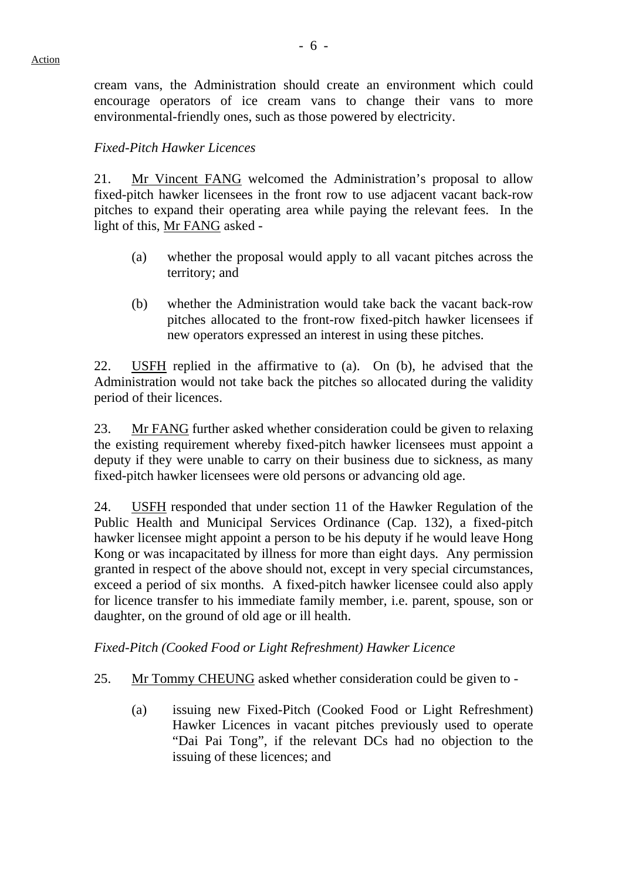cream vans, the Administration should create an environment which could encourage operators of ice cream vans to change their vans to more environmental-friendly ones, such as those powered by electricity.

*Fixed-Pitch Hawker Licences*

21. Mr Vincent FANG welcomed the Administration's proposal to allow fixed-pitch hawker licensees in the front row to use adjacent vacant back-row pitches to expand their operating area while paying the relevant fees. In the light of this, Mr FANG asked -

(a) whether the proposal would apply to all vacant pitches across the territory; and

(b) whether the Administration would take back the vacant back-row pitches allocated to the front-row fixed-pitch hawker licensees if new operators expressed an interest in using these pitches.

22. USFH replied in the affirmative to (a). On (b), he advised that the Administration would not take back the pitches so allocated during the validity period of their licences.

23. Mr FANG further asked whether consideration could be given to relaxing the existing requirement whereby fixed-pitch hawker licensees must appoint a deputy if they were unable to carry on their business due to sickness, as many fixed-pitch hawker licensees were old persons or advancing old age.

24. USFH responded that under section 11 of the Hawker Regulation of the Public Health and Municipal Services Ordinance (Cap. 132), a fixed-pitch hawker licensee might appoint a person to be his deputy if he would leave Hong Kong or was incapacitated by illness for more than eight days. Any permission granted in respect of the above should not, except in very special circumstances, exceed a period of six months. A fixed-pitch hawker licensee could also apply for licence transfer to his immediate family member, i.e. parent, spouse, son or daughter, on the ground of old age or ill health.

*Fixed-Pitch (Cooked Food or Light Refreshment) Hawker Licence*

25. Mr Tommy CHEUNG asked whether consideration could be given to -

(a) issuing new Fixed-Pitch (Cooked Food or Light Refreshment) Hawker Licences in vacant pitches previously used to operate "Dai Pai Tong", if the relevant DCs had no objection to the issuing of these licences; and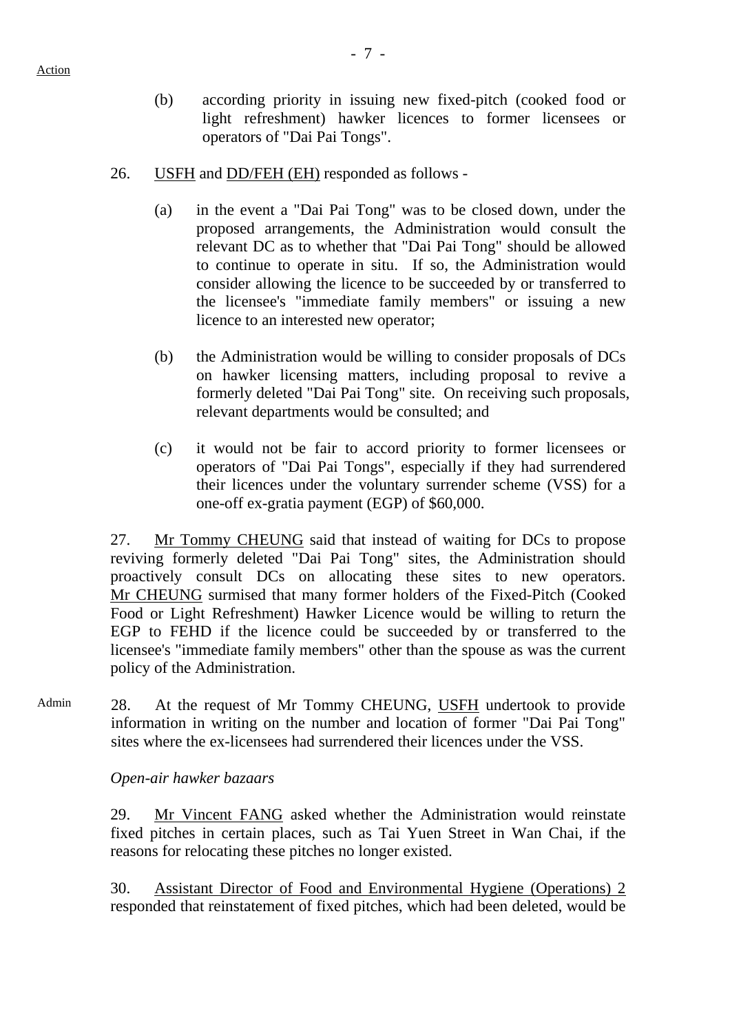(b) according priority in issuing new fixed-pitch (cooked food or light refreshment) hawker licences to former licensees or operators of "Dai Pai Tongs".

26. USFH and DD/FEH (EH) responded as follows -

(a) in the event a "Dai Pai Tong" was to be closed down, under the proposed arrangements, the Administration would consult the relevant DC as to whether that "Dai Pai Tong" should be allowed to continue to operate in situ. If so, the Administration would consider allowing the licence to be succeeded by or transferred to the licensee's "immediate family members" or issuing a new licence to an interested new operator;

(b) the Administration would be willing to consider proposals of DCs on hawker licensing matters, including proposal to revive a formerly deleted "Dai Pai Tong" site. On receiving such proposals, relevant departments would be consulted; and

(c) it would not be fair to accord priority to former licensees or operators of "Dai Pai Tongs", especially if they had surrendered their licences under the voluntary surrender scheme (VSS) for a one-off ex-gratia payment (EGP) of $60,000.

27. Mr Tommy CHEUNG said that instead of waiting for DCs to propose reviving formerly deleted "Dai Pai Tong" sites, the Administration should proactively consult DCs on allocating these sites to new operators. Mr CHEUNG surmised that many former holders of the Fixed-Pitch (Cooked Food or Light Refreshment) Hawker Licence would be willing to return the EGP to FEHD if the licence could be succeeded by or transferred to the licensee's "immediate family members" other than the spouse as was the current policy of the Administration.

Admin

28. At the request of Mr Tommy CHEUNG, USFH undertook to provide information in writing on the number and location of former "Dai Pai Tong" sites where the ex-licensees had surrendered their licences under the VSS.

*Open-air hawker bazaars*

29. Mr Vincent FANG asked whether the Administration would reinstate fixed pitches in certain places, such as Tai Yuen Street in Wan Chai, if the reasons for relocating these pitches no longer existed.

30. Assistant Director of Food and Environmental Hygiene (Operations) 2 responded that reinstatement of fixed pitches, which had been deleted, would be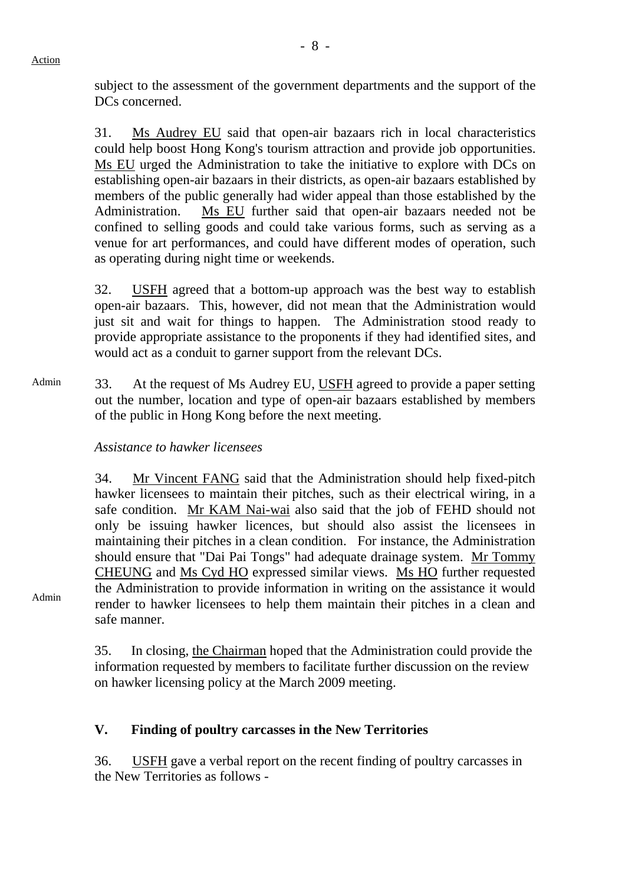subject to the assessment of the government departments and the support of the DCs concerned.

31. Ms Audrey EU said that open-air bazaars rich in local characteristics could help boost Hong Kong's tourism attraction and provide job opportunities. Ms EU urged the Administration to take the initiative to explore with DCs on establishing open-air bazaars in their districts, as open-air bazaars established by members of the public generally had wider appeal than those established by the Administration. Ms EU further said that open-air bazaars needed not be confined to selling goods and could take various forms, such as serving as a venue for art performances, and could have different modes of operation, such as operating during night time or weekends.

32. USFH agreed that a bottom-up approach was the best way to establish open-air bazaars. This, however, did not mean that the Administration would just sit and wait for things to happen. The Administration stood ready to provide appropriate assistance to the proponents if they had identified sites, and would act as a conduit to garner support from the relevant DCs.

Admin

33. At the request of Ms Audrey EU, USFH agreed to provide a paper setting out the number, location and type of open-air bazaars established by members of the public in Hong Kong before the next meeting.

*Assistance to hawker licensees*

34. Mr Vincent FANG said that the Administration should help fixed-pitch hawker licensees to maintain their pitches, such as their electrical wiring, in a safe condition. Mr KAM Nai-wai also said that the job of FEHD should not only be issuing hawker licences, but should also assist the licensees in maintaining their pitches in a clean condition. For instance, the Administration should ensure that "Dai Pai Tongs" had adequate drainage system. Mr Tommy CHEUNG and Ms Cyd HO expressed similar views. Ms HO further requested the Administration to provide information in writing on the assistance it would render to hawker licensees to help them maintain their pitches in a clean and safe manner.

Admin

35. In closing, the Chairman hoped that the Administration could provide the information requested by members to facilitate further discussion on the review on hawker licensing policy at the March 2009 meeting.

## V. Finding of poultry carcasses in the New Territories

36. USFH gave a verbal report on the recent finding of poultry carcasses in the New Territories as follows -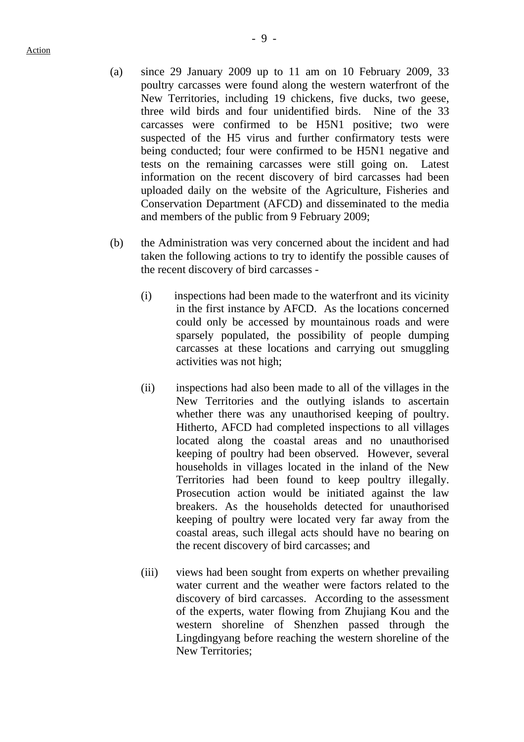Action

(a) since 29 January 2009 up to 11 am on 10 February 2009, 33 poultry carcasses were found along the western waterfront of the New Territories, including 19 chickens, five ducks, two geese, three wild birds and four unidentified birds. Nine of the 33 carcasses were confirmed to be H5N1 positive; two were suspected of the H5 virus and further confirmatory tests were being conducted; four were confirmed to be H5N1 negative and tests on the remaining carcasses were still going on. Latest information on the recent discovery of bird carcasses had been uploaded daily on the website of the Agriculture, Fisheries and Conservation Department (AFCD) and disseminated to the media and members of the public from 9 February 2009;

(b) the Administration was very concerned about the incident and had taken the following actions to try to identify the possible causes of the recent discovery of bird carcasses -

   (i) inspections had been made to the waterfront and its vicinity in the first instance by AFCD. As the locations concerned could only be accessed by mountainous roads and were sparsely populated, the possibility of people dumping carcasses at these locations and carrying out smuggling activities was not high;

   (ii) inspections had also been made to all of the villages in the New Territories and the outlying islands to ascertain whether there was any unauthorised keeping of poultry. Hitherto, AFCD had completed inspections to all villages located along the coastal areas and no unauthorised keeping of poultry had been observed. However, several households in villages located in the inland of the New Territories had been found to keep poultry illegally. Prosecution action would be initiated against the law breakers. As the households detected for unauthorised keeping of poultry were located very far away from the coastal areas, such illegal acts should have no bearing on the recent discovery of bird carcasses; and

   (iii) views had been sought from experts on whether prevailing water current and the weather were factors related to the discovery of bird carcasses. According to the assessment of the experts, water flowing from Zhujiang Kou and the western shoreline of Shenzhen passed through the Lingdingyang before reaching the western shoreline of the New Territories;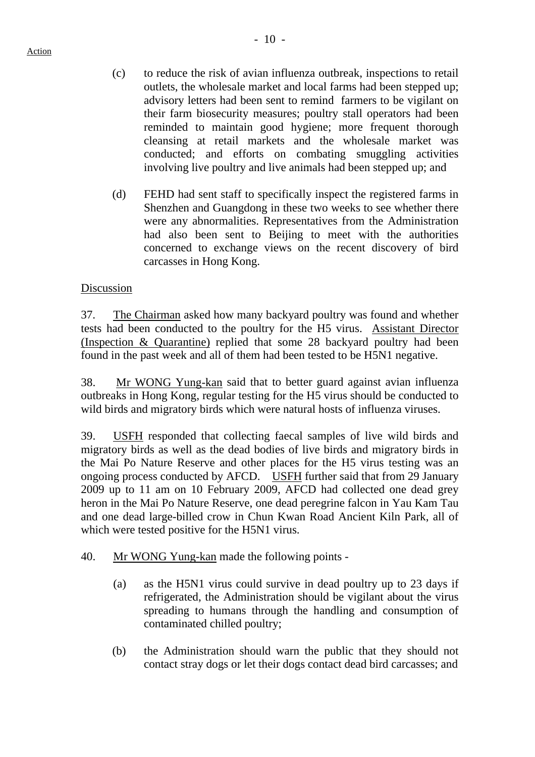(c) to reduce the risk of avian influenza outbreak, inspections to retail outlets, the wholesale market and local farms had been stepped up; advisory letters had been sent to remind farmers to be vigilant on their farm biosecurity measures; poultry stall operators had been reminded to maintain good hygiene; more frequent thorough cleansing at retail markets and the wholesale market was conducted; and efforts on combating smuggling activities involving live poultry and live animals had been stepped up; and

(d) FEHD had sent staff to specifically inspect the registered farms in Shenzhen and Guangdong in these two weeks to see whether there were any abnormalities. Representatives from the Administration had also been sent to Beijing to meet with the authorities concerned to exchange views on the recent discovery of bird carcasses in Hong Kong.

Discussion

37. The Chairman asked how many backyard poultry was found and whether tests had been conducted to the poultry for the H5 virus. Assistant Director (Inspection & Quarantine) replied that some 28 backyard poultry had been found in the past week and all of them had been tested to be H5N1 negative.

38. Mr WONG Yung-kan said that to better guard against avian influenza outbreaks in Hong Kong, regular testing for the H5 virus should be conducted to wild birds and migratory birds which were natural hosts of influenza viruses.

39. USFH responded that collecting faecal samples of live wild birds and migratory birds as well as the dead bodies of live birds and migratory birds in the Mai Po Nature Reserve and other places for the H5 virus testing was an ongoing process conducted by AFCD. USFH further said that from 29 January 2009 up to 11 am on 10 February 2009, AFCD had collected one dead grey heron in the Mai Po Nature Reserve, one dead peregrine falcon in Yau Kam Tau and one dead large-billed crow in Chun Kwan Road Ancient Kiln Park, all of which were tested positive for the H5N1 virus.

40. Mr WONG Yung-kan made the following points -

(a) as the H5N1 virus could survive in dead poultry up to 23 days if refrigerated, the Administration should be vigilant about the virus spreading to humans through the handling and consumption of contaminated chilled poultry;

(b) the Administration should warn the public that they should not contact stray dogs or let their dogs contact dead bird carcasses; and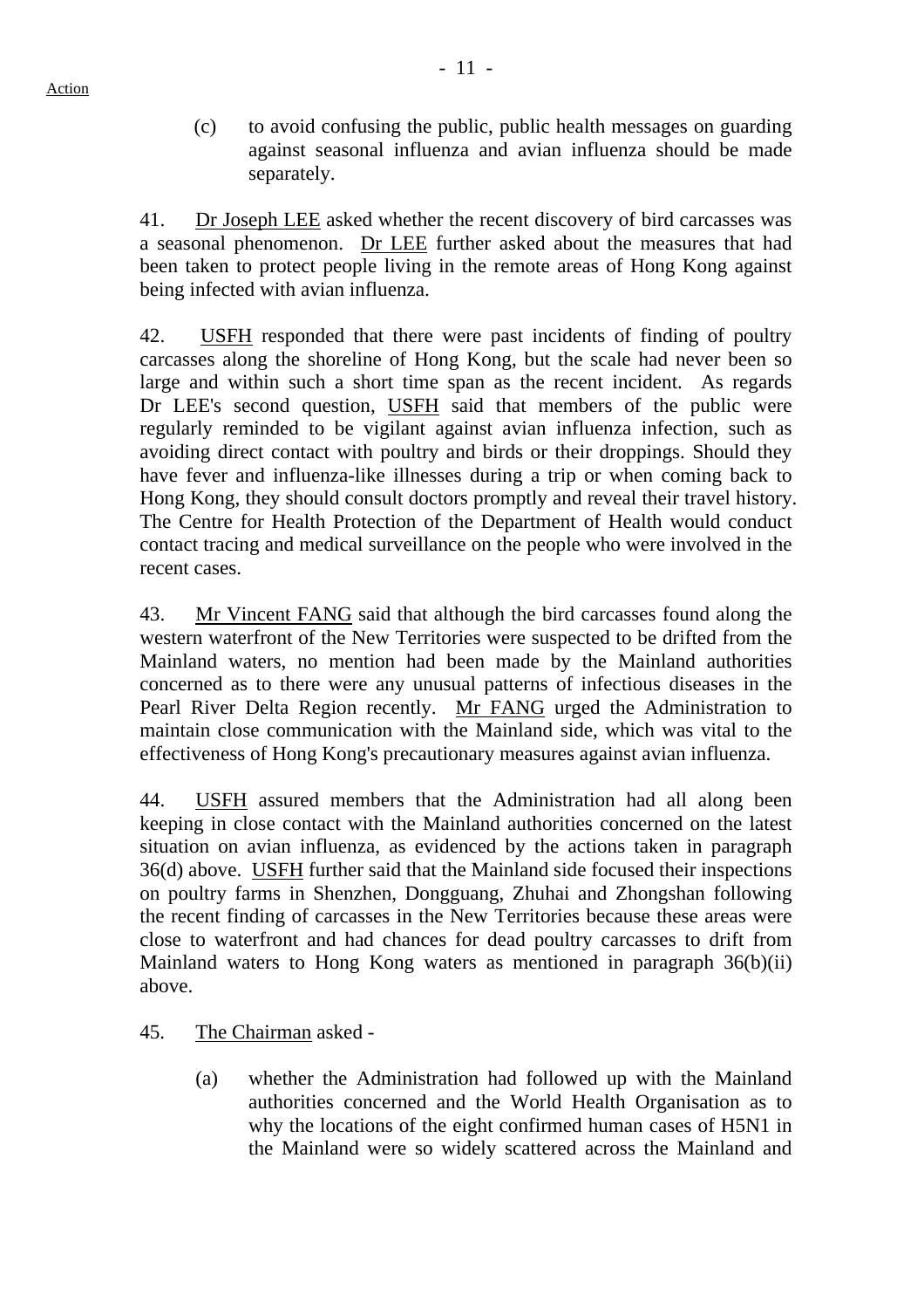(c) to avoid confusing the public, public health messages on guarding against seasonal influenza and avian influenza should be made separately.

41. Dr Joseph LEE asked whether the recent discovery of bird carcasses was a seasonal phenomenon. Dr LEE further asked about the measures that had been taken to protect people living in the remote areas of Hong Kong against being infected with avian influenza.

42. USFH responded that there were past incidents of finding of poultry carcasses along the shoreline of Hong Kong, but the scale had never been so large and within such a short time span as the recent incident. As regards Dr LEE's second question, USFH said that members of the public were regularly reminded to be vigilant against avian influenza infection, such as avoiding direct contact with poultry and birds or their droppings. Should they have fever and influenza-like illnesses during a trip or when coming back to Hong Kong, they should consult doctors promptly and reveal their travel history. The Centre for Health Protection of the Department of Health would conduct contact tracing and medical surveillance on the people who were involved in the recent cases.

43. Mr Vincent FANG said that although the bird carcasses found along the western waterfront of the New Territories were suspected to be drifted from the Mainland waters, no mention had been made by the Mainland authorities concerned as to there were any unusual patterns of infectious diseases in the Pearl River Delta Region recently. Mr FANG urged the Administration to maintain close communication with the Mainland side, which was vital to the effectiveness of Hong Kong's precautionary measures against avian influenza.

44. USFH assured members that the Administration had all along been keeping in close contact with the Mainland authorities concerned on the latest situation on avian influenza, as evidenced by the actions taken in paragraph 36(d) above. USFH further said that the Mainland side focused their inspections on poultry farms in Shenzhen, Dongguang, Zhuhai and Zhongshan following the recent finding of carcasses in the New Territories because these areas were close to waterfront and had chances for dead poultry carcasses to drift from Mainland waters to Hong Kong waters as mentioned in paragraph 36(b)(ii) above.

45. The Chairman asked -

(a) whether the Administration had followed up with the Mainland authorities concerned and the World Health Organisation as to why the locations of the eight confirmed human cases of H5N1 in the Mainland were so widely scattered across the Mainland and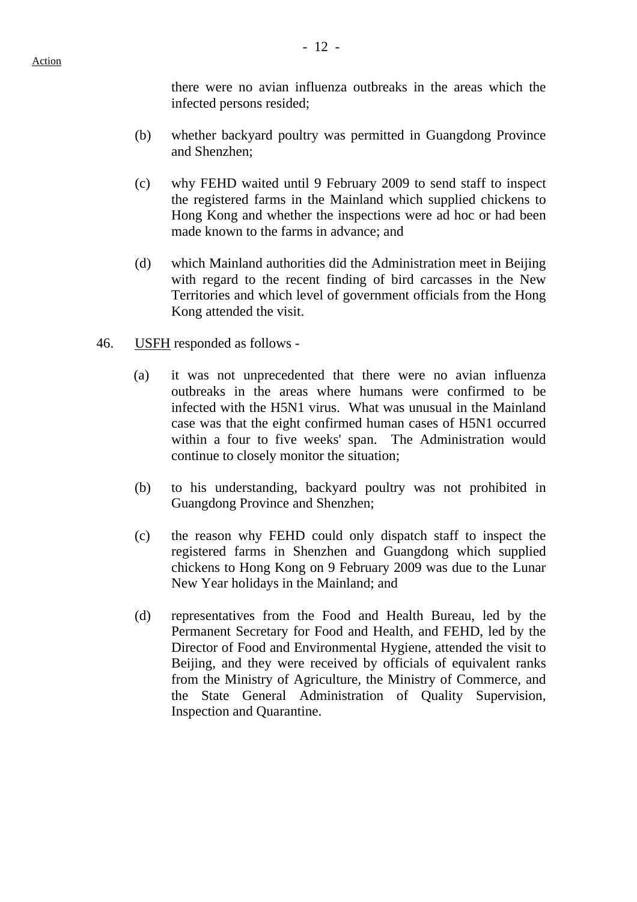there were no avian influenza outbreaks in the areas which the infected persons resided;

(b) whether backyard poultry was permitted in Guangdong Province and Shenzhen;

(c) why FEHD waited until 9 February 2009 to send staff to inspect the registered farms in the Mainland which supplied chickens to Hong Kong and whether the inspections were ad hoc or had been made known to the farms in advance; and

(d) which Mainland authorities did the Administration meet in Beijing with regard to the recent finding of bird carcasses in the New Territories and which level of government officials from the Hong Kong attended the visit.

46. USFH responded as follows -

(a) it was not unprecedented that there were no avian influenza outbreaks in the areas where humans were confirmed to be infected with the H5N1 virus. What was unusual in the Mainland case was that the eight confirmed human cases of H5N1 occurred within a four to five weeks' span. The Administration would continue to closely monitor the situation;

(b) to his understanding, backyard poultry was not prohibited in Guangdong Province and Shenzhen;

(c) the reason why FEHD could only dispatch staff to inspect the registered farms in Shenzhen and Guangdong which supplied chickens to Hong Kong on 9 February 2009 was due to the Lunar New Year holidays in the Mainland; and

(d) representatives from the Food and Health Bureau, led by the Permanent Secretary for Food and Health, and FEHD, led by the Director of Food and Environmental Hygiene, attended the visit to Beijing, and they were received by officials of equivalent ranks from the Ministry of Agriculture, the Ministry of Commerce, and the State General Administration of Quality Supervision, Inspection and Quarantine.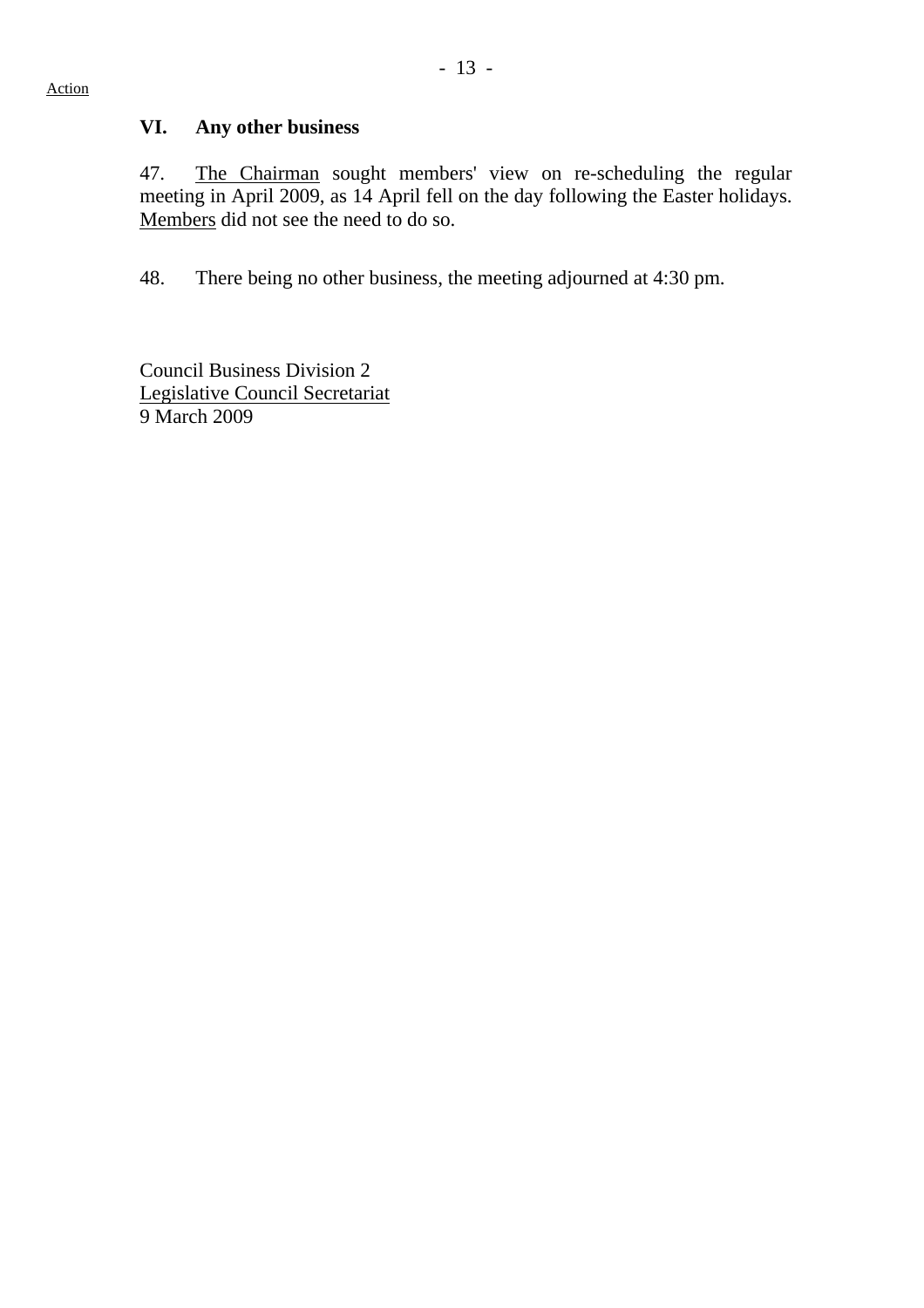Action

### VI. Any other business

47. The Chairman sought members' view on re-scheduling the regular meeting in April 2009, as 14 April fell on the day following the Easter holidays. Members did not see the need to do so.

48. There being no other business, the meeting adjourned at 4:30 pm.

Council Business Division 2
Legislative Council Secretariat
9 March 2009